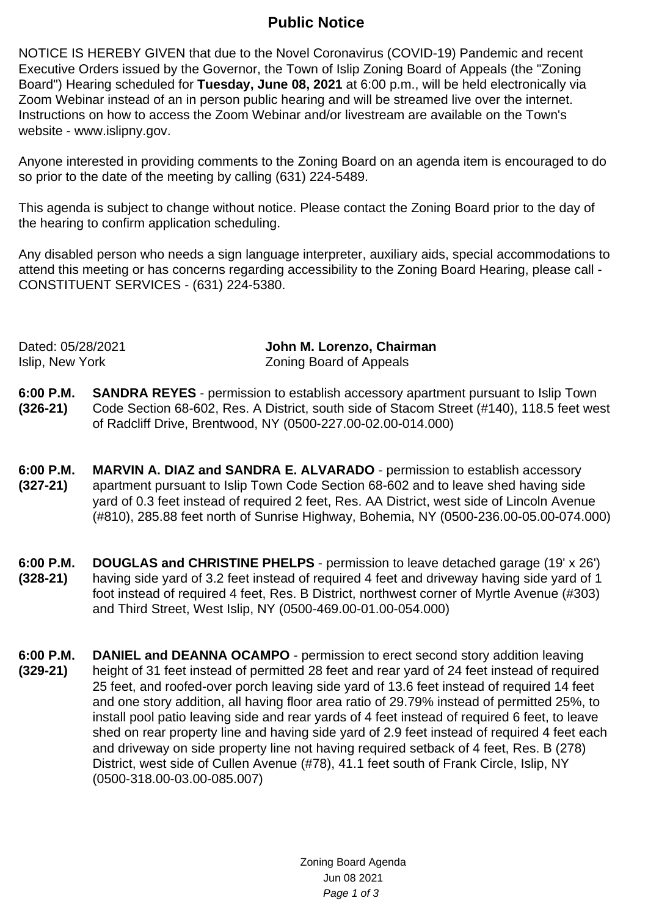# Public Notice

NOTICE IS HEREBY GIVEN that due to the Novel Coronavirus (COVID-19) Pandemic and recent Executive Orders issued by the Governor, the Town of Islip Zoning Board of Appeals (the "Zoning Board") Hearing scheduled for **Tuesday, June 08, 2021** at 6:00 p.m., will be held electronically via Zoom Webinar instead of an in person public hearing and will be streamed live over the internet. Instructions on how to access the Zoom Webinar and/or livestream are available on the Town's website - www.islipny.gov.

Anyone interested in providing comments to the Zoning Board on an agenda item is encouraged to do so prior to the date of the meeting by calling (631) 224-5489.

This agenda is subject to change without notice. Please contact the Zoning Board prior to the day of the hearing to confirm application scheduling.

Any disabled person who needs a sign language interpreter, auxiliary aids, special accommodations to attend this meeting or has concerns regarding accessibility to the Zoning Board Hearing, please call - CONSTITUENT SERVICES - (631) 224-5380.

Dated: 05/28/2021
Islip, New York

**John M. Lorenzo, Chairman**
Zoning Board of Appeals

**6:00 P.M. (326-21)** **SANDRA REYES** - permission to establish accessory apartment pursuant to Islip Town Code Section 68-602, Res. A District, south side of Stacom Street (#140), 118.5 feet west of Radcliff Drive, Brentwood, NY (0500-227.00-02.00-014.000)

**6:00 P.M. (327-21)** **MARVIN A. DIAZ and SANDRA E. ALVARADO** - permission to establish accessory apartment pursuant to Islip Town Code Section 68-602 and to leave shed having side yard of 0.3 feet instead of required 2 feet, Res. AA District, west side of Lincoln Avenue (#810), 285.88 feet north of Sunrise Highway, Bohemia, NY (0500-236.00-05.00-074.000)

**6:00 P.M. (328-21)** **DOUGLAS and CHRISTINE PHELPS** - permission to leave detached garage (19' x 26') having side yard of 3.2 feet instead of required 4 feet and driveway having side yard of 1 foot instead of required 4 feet, Res. B District, northwest corner of Myrtle Avenue (#303) and Third Street, West Islip, NY (0500-469.00-01.00-054.000)

**6:00 P.M. (329-21)** **DANIEL and DEANNA OCAMPO** - permission to erect second story addition leaving height of 31 feet instead of permitted 28 feet and rear yard of 24 feet instead of required 25 feet, and roofed-over porch leaving side yard of 13.6 feet instead of required 14 feet and one story addition, all having floor area ratio of 29.79% instead of permitted 25%, to install pool patio leaving side and rear yards of 4 feet instead of required 6 feet, to leave shed on rear property line and having side yard of 2.9 feet instead of required 4 feet each and driveway on side property line not having required setback of 4 feet, Res. B (278) District, west side of Cullen Avenue (#78), 41.1 feet south of Frank Circle, Islip, NY (0500-318.00-03.00-085.007)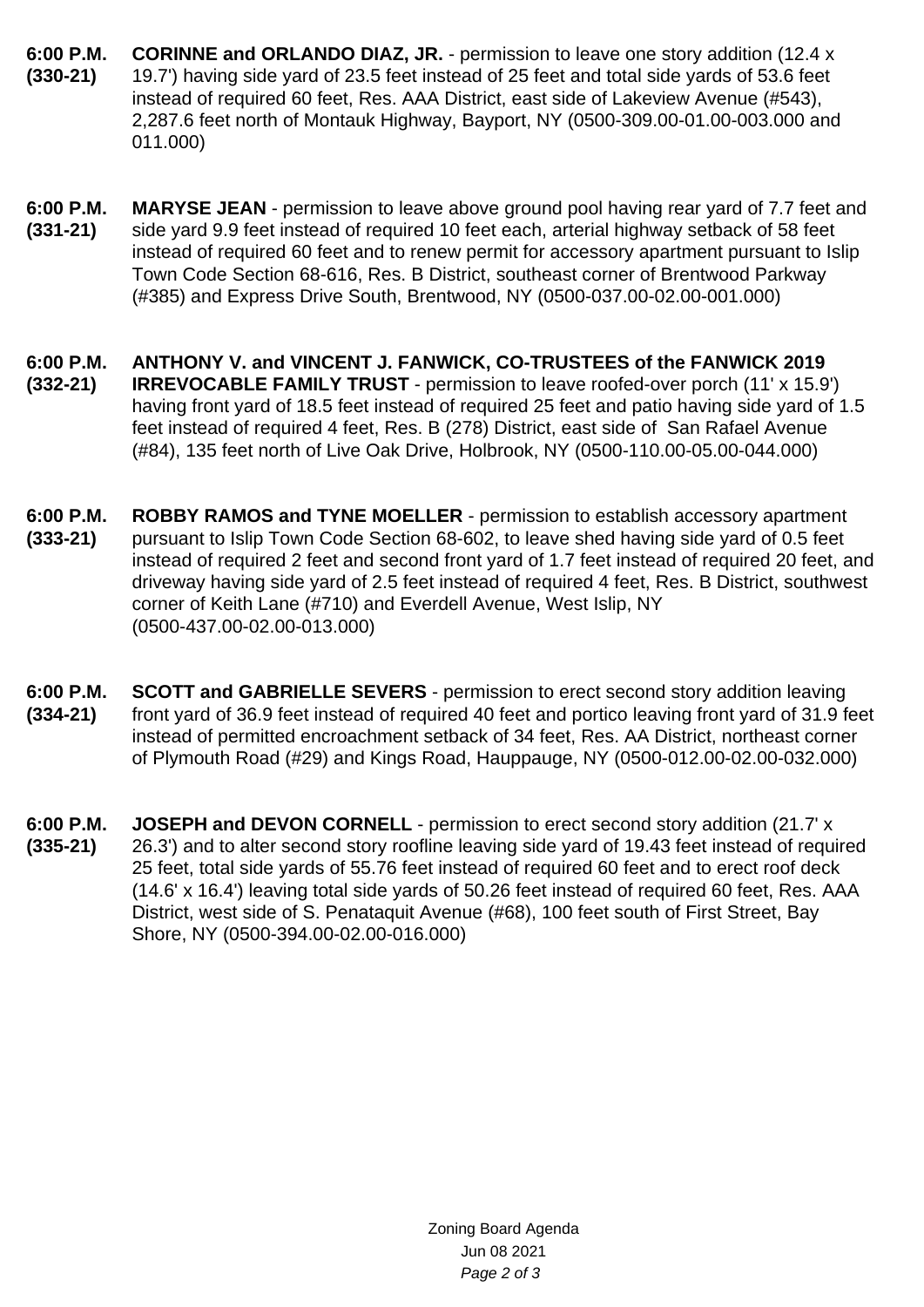**6:00 P.M.**
**(330-21)**
**CORINNE and ORLANDO DIAZ, JR.** - permission to leave one story addition (12.4 x 19.7') having side yard of 23.5 feet instead of 25 feet and total side yards of 53.6 feet instead of required 60 feet, Res. AAA District, east side of Lakeview Avenue (#543), 2,287.6 feet north of Montauk Highway, Bayport, NY (0500-309.00-01.00-003.000 and 011.000)

**6:00 P.M.**
**(331-21)**
**MARYSE JEAN** - permission to leave above ground pool having rear yard of 7.7 feet and side yard 9.9 feet instead of required 10 feet each, arterial highway setback of 58 feet instead of required 60 feet and to renew permit for accessory apartment pursuant to Islip Town Code Section 68-616, Res. B District, southeast corner of Brentwood Parkway (#385) and Express Drive South, Brentwood, NY (0500-037.00-02.00-001.000)

**6:00 P.M.**
**(332-21)**
**ANTHONY V. and VINCENT J. FANWICK, CO-TRUSTEES of the FANWICK 2019 IRREVOCABLE FAMILY TRUST** - permission to leave roofed-over porch (11' x 15.9') having front yard of 18.5 feet instead of required 25 feet and patio having side yard of 1.5 feet instead of required 4 feet, Res. B (278) District, east side of San Rafael Avenue (#84), 135 feet north of Live Oak Drive, Holbrook, NY (0500-110.00-05.00-044.000)

**6:00 P.M.**
**(333-21)**
**ROBBY RAMOS and TYNE MOELLER** - permission to establish accessory apartment pursuant to Islip Town Code Section 68-602, to leave shed having side yard of 0.5 feet instead of required 2 feet and second front yard of 1.7 feet instead of required 20 feet, and driveway having side yard of 2.5 feet instead of required 4 feet, Res. B District, southwest corner of Keith Lane (#710) and Everdell Avenue, West Islip, NY (0500-437.00-02.00-013.000)

**6:00 P.M.**
**(334-21)**
**SCOTT and GABRIELLE SEVERS** - permission to erect second story addition leaving front yard of 36.9 feet instead of required 40 feet and portico leaving front yard of 31.9 feet instead of permitted encroachment setback of 34 feet, Res. AA District, northeast corner of Plymouth Road (#29) and Kings Road, Hauppauge, NY (0500-012.00-02.00-032.000)

**6:00 P.M.**
**(335-21)**
**JOSEPH and DEVON CORNELL** - permission to erect second story addition (21.7' x 26.3') and to alter second story roofline leaving side yard of 19.43 feet instead of required 25 feet, total side yards of 55.76 feet instead of required 60 feet and to erect roof deck (14.6' x 16.4') leaving total side yards of 50.26 feet instead of required 60 feet, Res. AAA District, west side of S. Penataquit Avenue (#68), 100 feet south of First Street, Bay Shore, NY (0500-394.00-02.00-016.000)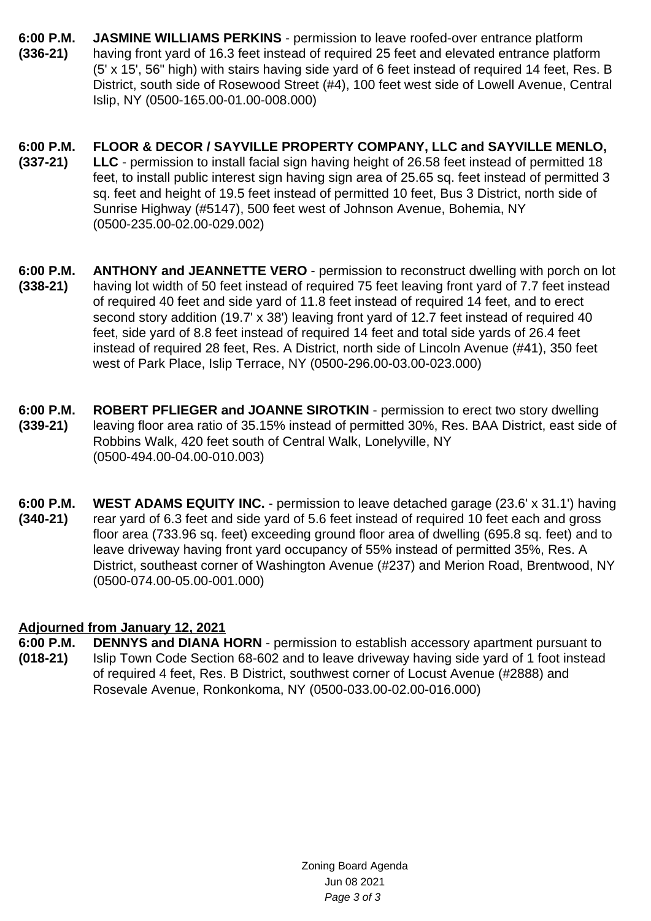**6:00 P.M.** **JASMINE WILLIAMS PERKINS** - permission to leave roofed-over entrance platform
**(336-21)** having front yard of 16.3 feet instead of required 25 feet and elevated entrance platform (5' x 15', 56" high) with stairs having side yard of 6 feet instead of required 14 feet, Res. B District, south side of Rosewood Street (#4), 100 feet west side of Lowell Avenue, Central Islip, NY (0500-165.00-01.00-008.000)

**6:00 P.M.** **FLOOR & DECOR / SAYVILLE PROPERTY COMPANY, LLC and SAYVILLE MENLO,**
**(337-21)** **LLC** - permission to install facial sign having height of 26.58 feet instead of permitted 18 feet, to install public interest sign having sign area of 25.65 sq. feet instead of permitted 3 sq. feet and height of 19.5 feet instead of permitted 10 feet, Bus 3 District, north side of Sunrise Highway (#5147), 500 feet west of Johnson Avenue, Bohemia, NY (0500-235.00-02.00-029.002)

**6:00 P.M.** **ANTHONY and JEANNETTE VERO** - permission to reconstruct dwelling with porch on lot
**(338-21)** having lot width of 50 feet instead of required 75 feet leaving front yard of 7.7 feet instead of required 40 feet and side yard of 11.8 feet instead of required 14 feet, and to erect second story addition (19.7' x 38') leaving front yard of 12.7 feet instead of required 40 feet, side yard of 8.8 feet instead of required 14 feet and total side yards of 26.4 feet instead of required 28 feet, Res. A District, north side of Lincoln Avenue (#41), 350 feet west of Park Place, Islip Terrace, NY (0500-296.00-03.00-023.000)

**6:00 P.M.** **ROBERT PFLIEGER and JOANNE SIROTKIN** - permission to erect two story dwelling
**(339-21)** leaving floor area ratio of 35.15% instead of permitted 30%, Res. BAA District, east side of Robbins Walk, 420 feet south of Central Walk, Lonelyville, NY (0500-494.00-04.00-010.003)

**6:00 P.M.** **WEST ADAMS EQUITY INC.** - permission to leave detached garage (23.6' x 31.1') having
**(340-21)** rear yard of 6.3 feet and side yard of 5.6 feet instead of required 10 feet each and gross floor area (733.96 sq. feet) exceeding ground floor area of dwelling (695.8 sq. feet) and to leave driveway having front yard occupancy of 55% instead of permitted 35%, Res. A District, southeast corner of Washington Avenue (#237) and Merion Road, Brentwood, NY (0500-074.00-05.00-001.000)

**Adjourned from January 12, 2021**

**6:00 P.M.** **DENNYS and DIANA HORN** - permission to establish accessory apartment pursuant to
**(018-21)** Islip Town Code Section 68-602 and to leave driveway having side yard of 1 foot instead of required 4 feet, Res. B District, southwest corner of Locust Avenue (#2888) and Rosevale Avenue, Ronkonkoma, NY (0500-033.00-02.00-016.000)